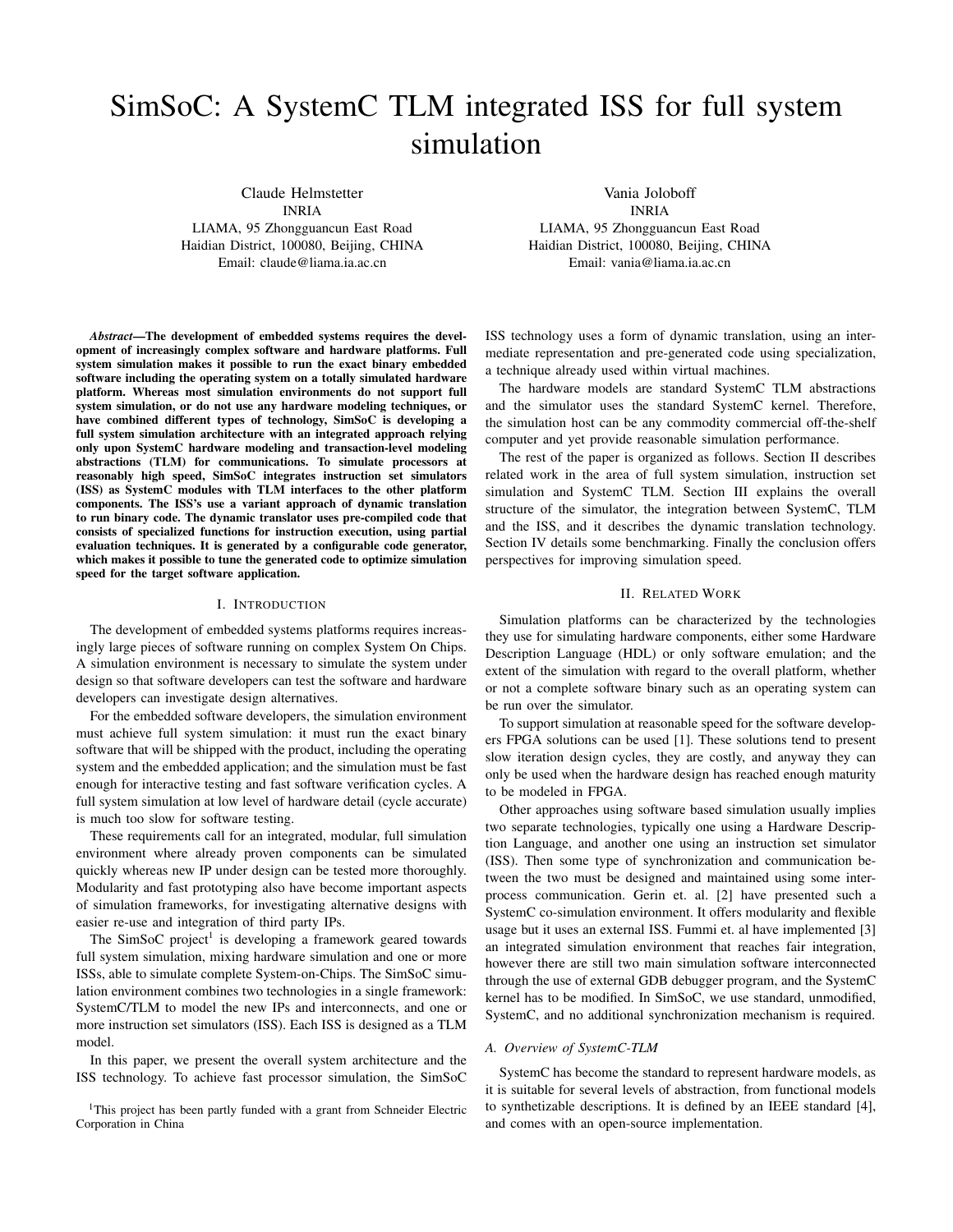# SimSoC: A SystemC TLM integrated ISS for full system simulation

Claude Helmstetter
INRIA
LIAMA, 95 Zhongguancun East Road
Haidian District, 100080, Beijing, CHINA
Email: claude@liama.ia.ac.cn

Vania Joloboff
INRIA
LIAMA, 95 Zhongguancun East Road
Haidian District, 100080, Beijing, CHINA
Email: vania@liama.ia.ac.cn

***Abstract*—The development of embedded systems requires the development of increasingly complex software and hardware platforms. Full system simulation makes it possible to run the exact binary embedded software including the operating system on a totally simulated hardware platform. Whereas most simulation environments do not support full system simulation, or do not use any hardware modeling techniques, or have combined different types of technology, SimSoC is developing a full system simulation architecture with an integrated approach relying only upon SystemC hardware modeling and transaction-level modeling abstractions (TLM) for communications. To simulate processors at reasonably high speed, SimSoC integrates instruction set simulators (ISS) as SystemC modules with TLM interfaces to the other platform components. The ISS's use a variant approach of dynamic translation to run binary code. The dynamic translator uses pre-compiled code that consists of specialized functions for instruction execution, using partial evaluation techniques. It is generated by a configurable code generator, which makes it possible to tune the generated code to optimize simulation speed for the target software application.**

## I. Introduction

The development of embedded systems platforms requires increasingly large pieces of software running on complex System On Chips. A simulation environment is necessary to simulate the system under design so that software developers can test the software and hardware developers can investigate design alternatives.

For the embedded software developers, the simulation environment must achieve full system simulation: it must run the exact binary software that will be shipped with the product, including the operating system and the embedded application; and the simulation must be fast enough for interactive testing and fast software verification cycles. A full system simulation at low level of hardware detail (cycle accurate) is much too slow for software testing.

These requirements call for an integrated, modular, full simulation environment where already proven components can be simulated quickly whereas new IP under design can be tested more thoroughly. Modularity and fast prototyping also have become important aspects of simulation frameworks, for investigating alternative designs with easier re-use and integration of third party IPs.

The SimSoC project[1] is developing a framework geared towards full system simulation, mixing hardware simulation and one or more ISSs, able to simulate complete System-on-Chips. The SimSoC simulation environment combines two technologies in a single framework: SystemC/TLM to model the new IPs and interconnects, and one or more instruction set simulators (ISS). Each ISS is designed as a TLM model.

In this paper, we present the overall system architecture and the ISS technology. To achieve fast processor simulation, the SimSoC ISS technology uses a form of dynamic translation, using an intermediate representation and pre-generated code using specialization, a technique already used within virtual machines.

The hardware models are standard SystemC TLM abstractions and the simulator uses the standard SystemC kernel. Therefore, the simulation host can be any commodity commercial off-the-shelf computer and yet provide reasonable simulation performance.

The rest of the paper is organized as follows. Section II describes related work in the area of full system simulation, instruction set simulation and SystemC TLM. Section III explains the overall structure of the simulator, the integration between SystemC, TLM and the ISS, and it describes the dynamic translation technology. Section IV details some benchmarking. Finally the conclusion offers perspectives for improving simulation speed.

## II. Related Work

Simulation platforms can be characterized by the technologies they use for simulating hardware components, either some Hardware Description Language (HDL) or only software emulation; and the extent of the simulation with regard to the overall platform, whether or not a complete software binary such as an operating system can be run over the simulator.

To support simulation at reasonable speed for the software developers FPGA solutions can be used [1]. These solutions tend to present slow iteration design cycles, they are costly, and anyway they can only be used when the hardware design has reached enough maturity to be modeled in FPGA.

Other approaches using software based simulation usually implies two separate technologies, typically one using a Hardware Description Language, and another one using an instruction set simulator (ISS). Then some type of synchronization and communication between the two must be designed and maintained using some interprocess communication. Gerin et. al. [2] have presented such a SystemC co-simulation environment. It offers modularity and flexible usage but it uses an external ISS. Fummi et. al have implemented [3] an integrated simulation environment that reaches fair integration, however there are still two main simulation software interconnected through the use of external GDB debugger program, and the SystemC kernel has to be modified. In SimSoC, we use standard, unmodified, SystemC, and no additional synchronization mechanism is required.

### A. Overview of SystemC-TLM

SystemC has become the standard to represent hardware models, as it is suitable for several levels of abstraction, from functional models to synthetizable descriptions. It is defined by an IEEE standard [4], and comes with an open-source implementation.

[1]This project has been partly funded with a grant from Schneider Electric Corporation in China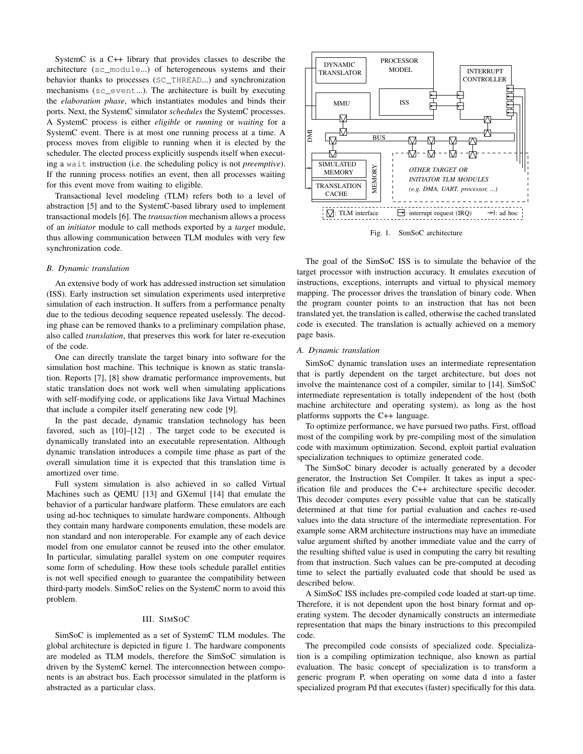SystemC is a C++ library that provides classes to describe the architecture (sc_module...) of heterogeneous systems and their behavior thanks to processes (SC_THREAD...) and synchronization mechanisms (sc_event...). The architecture is built by executing the *elaboration phase*, which instantiates modules and binds their ports. Next, the SystemC simulator *schedules* the SystemC processes. A SystemC process is either *eligible* or *running* or *waiting* for a SystemC event. There is at most one running process at a time. A process moves from eligible to running when it is elected by the scheduler. The elected process explicitly suspends itself when executing a wait instruction (i.e. the scheduling policy is not *preemptive*). If the running process notifies an event, then all processes waiting for this event move from waiting to eligible.

Transactional level modeling (TLM) refers both to a level of abstraction [5] and to the SystemC-based library used to implement transactional models [6]. The *transaction* mechanism allows a process of an *initiator* module to call methods exported by a *target* module, thus allowing communication between TLM modules with very few synchronization code.

### B. Dynamic translation

An extensive body of work has addressed instruction set simulation (ISS). Early instruction set simulation experiments used interpretive simulation of each instruction. It suffers from a performance penalty due to the tedious decoding sequence repeated uselessly. The decoding phase can be removed thanks to a preliminary compilation phase, also called *translation*, that preserves this work for later re-execution of the code.

One can directly translate the target binary into software for the simulation host machine. This technique is known as static translation. Reports [7], [8] show dramatic performance improvements, but static translation does not work well when simulating applications with self-modifying code, or applications like Java Virtual Machines that include a compiler itself generating new code [9].

In the past decade, dynamic translation technology has been favored, such as [10]–[12] . The target code to be executed is dynamically translated into an executable representation. Although dynamic translation introduces a compile time phase as part of the overall simulation time it is expected that this translation time is amortized over time.

Full system simulation is also achieved in so called Virtual Machines such as QEMU [13] and GXemul [14] that emulate the behavior of a particular hardware platform. These emulators are each using ad-hoc techniques to simulate hardware components. Although they contain many hardware components emulation, these models are non standard and non interoperable. For example any of each device model from one emulator cannot be reused into the other emulator. In particular, simulating parallel system on one computer requires some form of scheduling. How these tools schedule parallel entities is not well specified enough to guarantee the compatibility between third-party models. SimSoC relies on the SystemC norm to avoid this problem.

## III. SimSoC

SimSoC is implemented as a set of SystemC TLM modules. The global architecture is depicted in figure 1. The hardware components are modeled as TLM models, therefore the SimSoC simulation is driven by the SystemC kernel. The interconnection between components is an abstract bus. Each processor simulated in the platform is abstracted as a particular class.

DYNAMIC TRANSLATOR
PROCESSOR MODEL
INTERRUPT CONTROLLER
MMU
ISS
DMI
BUS
SIMULATED MEMORY
TRANSLATION CACHE
MEMORY
OTHER TARGET OR INITIATOR TLM MODULES (e.g. DMA, UART, processor, ...)
: TLM interface
: interrupt request (IRQ)
: ad hoc

Fig. 1. SimSoC architecture

The goal of the SimSoC ISS is to simulate the behavior of the target processor with instruction accuracy. It emulates execution of instructions, exceptions, interrupts and virtual to physical memory mapping. The processor drives the translation of binary code. When the program counter points to an instruction that has not been translated yet, the translation is called, otherwise the cached translated code is executed. The translation is actually achieved on a memory page basis.

### A. Dynamic translation

SimSoC dynamic translation uses an intermediate representation that is partly dependent on the target architecture, but does not involve the maintenance cost of a compiler, similar to [14]. SimSoC intermediate representation is totally independent of the host (both machine architecture and operating system), as long as the host platforms supports the C++ language.

To optimize performance, we have pursued two paths. First, offload most of the compiling work by pre-compiling most of the simulation code with maximum optimization. Second, exploit partial evaluation specialization techniques to optimize generated code.

The SimSoC binary decoder is actually generated by a decoder generator, the Instruction Set Compiler. It takes as input a specification file and produces the C++ architecture specific decoder. This decoder computes every possible value that can be statically determined at that time for partial evaluation and caches re-used values into the data structure of the intermediate representation. For example some ARM architecture instructions may have an immediate value argument shifted by another immediate value and the carry of the resulting shifted value is used in computing the carry bit resulting from that instruction. Such values can be pre-computed at decoding time to select the partially evaluated code that should be used as described below.

A SimSoC ISS includes pre-compiled code loaded at start-up time. Therefore, it is not dependent upon the host binary format and operating system. The decoder dynamically constructs an intermediate representation that maps the binary instructions to this precompiled code.

The precompiled code consists of specialized code. Specialization is a compiling optimization technique, also known as partial evaluation. The basic concept of specialization is to transform a generic program P, when operating on some data d into a faster specialized program Pd that executes (faster) specifically for this data.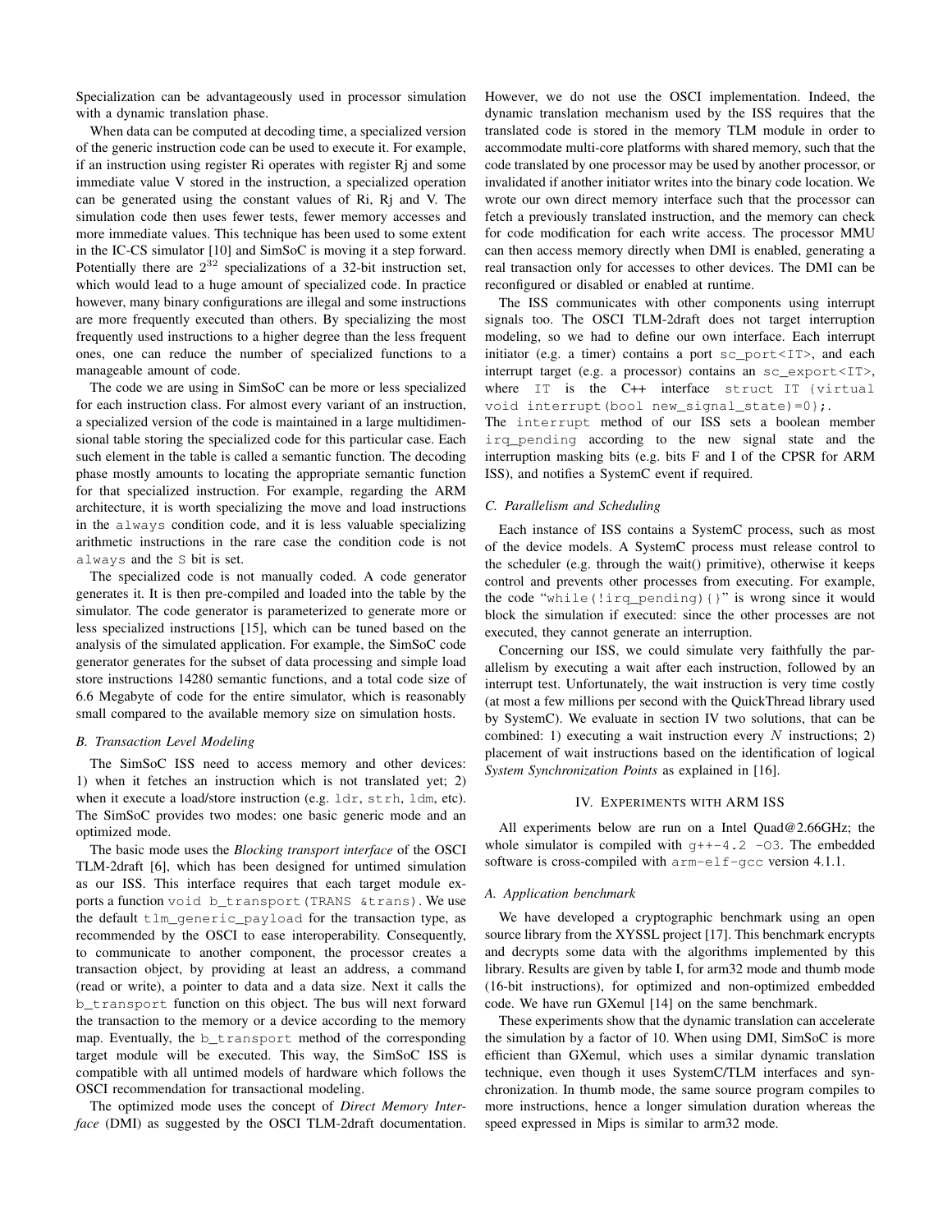Specialization can be advantageously used in processor simulation with a dynamic translation phase.

When data can be computed at decoding time, a specialized version of the generic instruction code can be used to execute it. For example, if an instruction using register Ri operates with register Rj and some immediate value V stored in the instruction, a specialized operation can be generated using the constant values of Ri, Rj and V. The simulation code then uses fewer tests, fewer memory accesses and more immediate values. This technique has been used to some extent in the IC-CS simulator [10] and SimSoC is moving it a step forward. Potentially there are $2^{32}$ specializations of a 32-bit instruction set, which would lead to a huge amount of specialized code. In practice however, many binary configurations are illegal and some instructions are more frequently executed than others. By specializing the most frequently used instructions to a higher degree than the less frequent ones, one can reduce the number of specialized functions to a manageable amount of code.

The code we are using in SimSoC can be more or less specialized for each instruction class. For almost every variant of an instruction, a specialized version of the code is maintained in a large multidimensional table storing the specialized code for this particular case. Each such element in the table is called a semantic function. The decoding phase mostly amounts to locating the appropriate semantic function for that specialized instruction. For example, regarding the ARM architecture, it is worth specializing the move and load instructions in the `always` condition code, and it is less valuable specializing arithmetic instructions in the rare case the condition code is not `always` and the `S` bit is set.

The specialized code is not manually coded. A code generator generates it. It is then pre-compiled and loaded into the table by the simulator. The code generator is parameterized to generate more or less specialized instructions [15], which can be tuned based on the analysis of the simulated application. For example, the SimSoC code generator generates for the subset of data processing and simple load store instructions 14280 semantic functions, and a total code size of 6.6 Megabyte of code for the entire simulator, which is reasonably small compared to the available memory size on simulation hosts.

### B. Transaction Level Modeling

The SimSoC ISS need to access memory and other devices: 1) when it fetches an instruction which is not translated yet; 2) when it execute a load/store instruction (e.g. `ldr`, `strh`, `ldm`, etc). The SimSoC provides two modes: one basic generic mode and an optimized mode.

The basic mode uses the *Blocking transport interface* of the OSCI TLM-2draft [6], which has been designed for untimed simulation as our ISS. This interface requires that each target module exports a function `void b_transport(TRANS &trans)`. We use the default `tlm_generic_payload` for the transaction type, as recommended by the OSCI to ease interoperability. Consequently, to communicate to another component, the processor creates a transaction object, by providing at least an address, a command (read or write), a pointer to data and a data size. Next it calls the `b_transport` function on this object. The bus will next forward the transaction to the memory or a device according to the memory map. Eventually, the `b_transport` method of the corresponding target module will be executed. This way, the SimSoC ISS is compatible with all untimed models of hardware which follows the OSCI recommendation for transactional modeling.

The optimized mode uses the concept of *Direct Memory Interface* (DMI) as suggested by the OSCI TLM-2draft documentation. However, we do not use the OSCI implementation. Indeed, the dynamic translation mechanism used by the ISS requires that the translated code is stored in the memory TLM module in order to accommodate multi-core platforms with shared memory, such that the code translated by one processor may be used by another processor, or invalidated if another initiator writes into the binary code location. We wrote our own direct memory interface such that the processor can fetch a previously translated instruction, and the memory can check for code modification for each write access. The processor MMU can then access memory directly when DMI is enabled, generating a real transaction only for accesses to other devices. The DMI can be reconfigured or disabled or enabled at runtime.

The ISS communicates with other components using interrupt signals too. The OSCI TLM-2draft does not target interruption modeling, so we had to define our own interface. Each interrupt initiator (e.g. a timer) contains a port `sc_port<IT>`, and each interrupt target (e.g. a processor) contains an `sc_export<IT>`, where `IT` is the C++ interface `struct IT {virtual void interrupt(bool new_signal_state)=0};`.

The `interrupt` method of our ISS sets a boolean member `irq_pending` according to the new signal state and the interruption masking bits (e.g. bits F and I of the CPSR for ARM ISS), and notifies a SystemC event if required.

### C. Parallelism and Scheduling

Each instance of ISS contains a SystemC process, such as most of the device models. A SystemC process must release control to the scheduler (e.g. through the wait() primitive), otherwise it keeps control and prevents other processes from executing. For example, the code "`while(!irq_pending){}`" is wrong since it would block the simulation if executed: since the other processes are not executed, they cannot generate an interruption.

Concerning our ISS, we could simulate very faithfully the parallelism by executing a wait after each instruction, followed by an interrupt test. Unfortunately, the wait instruction is very time costly (at most a few millions per second with the QuickThread library used by SystemC). We evaluate in section IV two solutions, that can be combined: 1) executing a wait instruction every $N$ instructions; 2) placement of wait instructions based on the identification of logical *System Synchronization Points* as explained in [16].

## IV. Experiments with ARM ISS

All experiments below are run on a Intel Quad@2.66GHz; the whole simulator is compiled with `g++-4.2 -O3`. The embedded software is cross-compiled with `arm-elf-gcc` version 4.1.1.

### A. Application benchmark

We have developed a cryptographic benchmark using an open source library from the XYSSL project [17]. This benchmark encrypts and decrypts some data with the algorithms implemented by this library. Results are given by table I, for arm32 mode and thumb mode (16-bit instructions), for optimized and non-optimized embedded code. We have run GXemul [14] on the same benchmark.

These experiments show that the dynamic translation can accelerate the simulation by a factor of 10. When using DMI, SimSoC is more efficient than GXemul, which uses a similar dynamic translation technique, even though it uses SystemC/TLM interfaces and synchronization. In thumb mode, the same source program compiles to more instructions, hence a longer simulation duration whereas the speed expressed in Mips is similar to arm32 mode.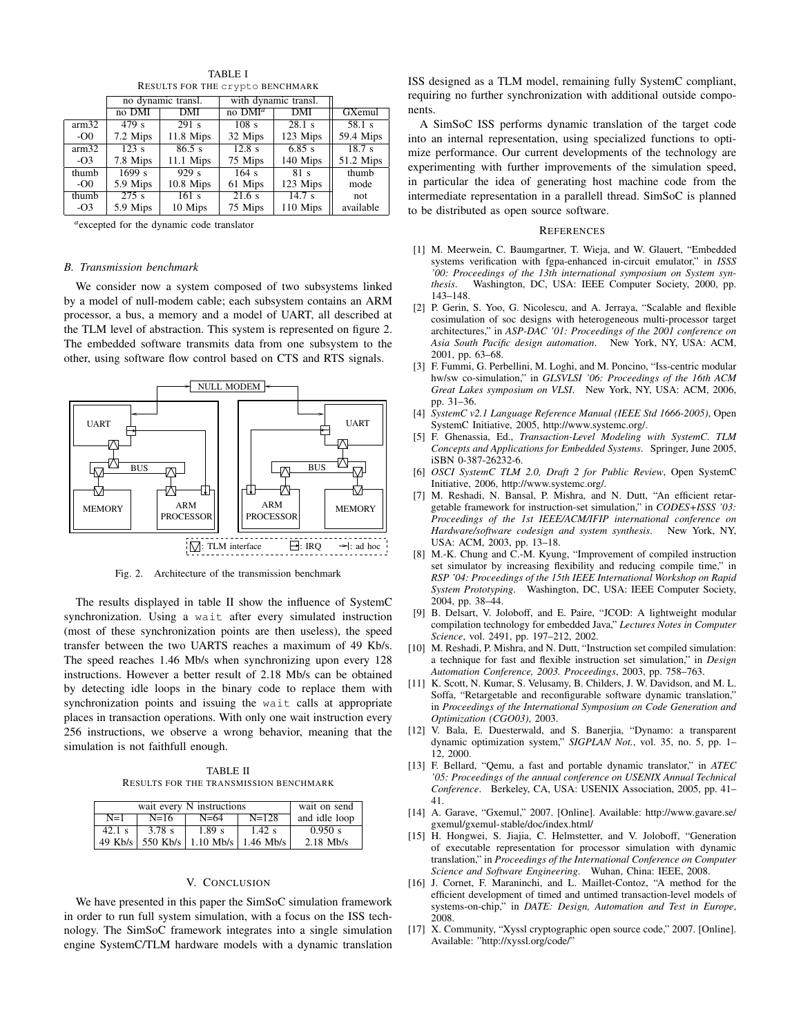TABLE I
RESULTS FOR THE `crypto` BENCHMARK

| | no dynamic transl. | | with dynamic transl. | | |
|---|---|---|---|---|---|
| | no DMI | DMI | no DMI[a] | DMI | GXemul |
| arm32 -O0 | 479 s 7.2 Mips | 291 s 11.8 Mips | 108 s 32 Mips | 28.1 s 123 Mips | 58.1 s 59.4 Mips |
| arm32 -O3 | 123 s 7.8 Mips | 86.5 s 11.1 Mips | 12.8 s 75 Mips | 6.85 s 140 Mips | 18.7 s 51.2 Mips |
| thumb -O0 | 1699 s 5.9 Mips | 929 s 10.8 Mips | 164 s 61 Mips | 81 s 123 Mips | thumb mode |
| thumb -O3 | 275 s 5.9 Mips | 161 s 10 Mips | 21.6 s 75 Mips | 14.7 s 110 Mips | not available |

[a]excepted for the dynamic code translator

### B. Transmission benchmark

We consider now a system composed of two subsystems linked by a model of null-modem cable; each subsystem contains an ARM processor, a bus, a memory and a model of UART, all described at the TLM level of abstraction. This system is represented on figure 2. The embedded software transmits data from one subsystem to the other, using software flow control based on CTS and RTS signals.

NULL MODEM
UART
BUS
MEMORY
ARM PROCESSOR
UART
BUS
ARM PROCESSOR
MEMORY
: TLM interface
: IRQ
: ad hoc

Fig. 2. Architecture of the transmission benchmark

The results displayed in table II show the influence of SystemC synchronization. Using a `wait` after every simulated instruction (most of these synchronization points are then useless), the speed transfer between the two UARTS reaches a maximum of 49 Kb/s. The speed reaches 1.46 Mb/s when synchronizing upon every 128 instructions. However a better result of 2.18 Mb/s can be obtained by detecting idle loops in the binary code to replace them with synchronization points and issuing the `wait` calls at appropriate places in transaction operations. With only one wait instruction every 256 instructions, we observe a wrong behavior, meaning that the simulation is not faithfull enough.

TABLE II
RESULTS FOR THE TRANSMISSION BENCHMARK

| wait every N instructions | | | | wait on send and idle loop |
|---|---|---|---|---|
| N=1 | N=16 | N=64 | N=128 | |
| 42.1 s 49 Kb/s | 3.78 s 550 Kb/s | 1.89 s 1.10 Mb/s | 1.42 s 1.46 Mb/s | 0.950 s 2.18 Mb/s |

## V. CONCLUSION

We have presented in this paper the SimSoC simulation framework in order to run full system simulation, with a focus on the ISS technology. The SimSoC framework integrates into a single simulation engine SystemC/TLM hardware models with a dynamic translation ISS designed as a TLM model, remaining fully SystemC compliant, requiring no further synchronization with additional outside components.

A SimSoC ISS performs dynamic translation of the target code into an internal representation, using specialized functions to optimize performance. Our current developments of the technology are experimenting with further improvements of the simulation speed, in particular the idea of generating host machine code from the intermediate representation in a parallell thread. SimSoC is planned to be distributed as open source software.

## REFERENCES

[1] M. Meerwein, C. Baumgartner, T. Wieja, and W. Glauert, "Embedded systems verification with fgpa-enhanced in-circuit emulator," in *ISSS '00: Proceedings of the 13th international symposium on System synthesis*. Washington, DC, USA: IEEE Computer Society, 2000, pp. 143–148.

[2] P. Gerin, S. Yoo, G. Nicolescu, and A. Jerraya, "Scalable and flexible cosimulation of soc designs with heterogeneous multi-processor target architectures," in *ASP-DAC '01: Proceedings of the 2001 conference on Asia South Pacific design automation*. New York, NY, USA: ACM, 2001, pp. 63–68.

[3] F. Fummi, G. Perbellini, M. Loghi, and M. Poncino, "Iss-centric modular hw/sw co-simulation," in *GLSVLSI '06: Proceedings of the 16th ACM Great Lakes symposium on VLSI*. New York, NY, USA: ACM, 2006, pp. 31–36.

[4] *SystemC v2.1 Language Reference Manual (IEEE Std 1666-2005)*, Open SystemC Initiative, 2005, http://www.systemc.org/.

[5] F. Ghenassia, Ed., *Transaction-Level Modeling with SystemC. TLM Concepts and Applications for Embedded Systems*. Springer, June 2005, iSBN 0-387-26232-6.

[6] *OSCI SystemC TLM 2.0, Draft 2 for Public Review*, Open SystemC Initiative, 2006, http://www.systemc.org/.

[7] M. Reshadi, N. Bansal, P. Mishra, and N. Dutt, "An efficient retargetable framework for instruction-set simulation," in *CODES+ISSS '03: Proceedings of the 1st IEEE/ACM/IFIP international conference on Hardware/software codesign and system synthesis*. New York, NY, USA: ACM, 2003, pp. 13–18.

[8] M.-K. Chung and C.-M. Kyung, "Improvement of compiled instruction set simulator by increasing flexibility and reducing compile time," in *RSP '04: Proceedings of the 15th IEEE International Workshop on Rapid System Prototyping*. Washington, DC, USA: IEEE Computer Society, 2004, pp. 38–44.

[9] B. Delsart, V. Joloboff, and E. Paire, "JCOD: A lightweight modular compilation technology for embedded Java," *Lectures Notes in Computer Science*, vol. 2491, pp. 197–212, 2002.

[10] M. Reshadi, P. Mishra, and N. Dutt, "Instruction set compiled simulation: a technique for fast and flexible instruction set simulation," in *Design Automation Conference, 2003. Proceedings*, 2003, pp. 758–763.

[11] K. Scott, N. Kumar, S. Velusamy, B. Childers, J. W. Davidson, and M. L. Soffa, "Retargetable and reconfigurable software dynamic translation," in *Proceedings of the International Symposium on Code Generation and Optimization (CGO03)*, 2003.

[12] V. Bala, E. Duesterwald, and S. Banerjia, "Dynamo: a transparent dynamic optimization system," *SIGPLAN Not.*, vol. 35, no. 5, pp. 1–12, 2000.

[13] F. Bellard, "Qemu, a fast and portable dynamic translator," in *ATEC '05: Proceedings of the annual conference on USENIX Annual Technical Conference*. Berkeley, CA, USA: USENIX Association, 2005, pp. 41–41.

[14] A. Garave, "Gxemul," 2007. [Online]. Available: http://www.gavare.se/gxemul/gxemul-stable/doc/index.html/

[15] H. Hongwei, S. Jiajia, C. Helmstetter, and V. Joloboff, "Generation of executable representation for processor simulation with dynamic translation," in *Proceedings of the International Conference on Computer Science and Software Engineering*. Wuhan, China: IEEE, 2008.

[16] J. Cornet, F. Maraninchi, and L. Maillet-Contoz, "A method for the efficient development of timed and untimed transaction-level models of systems-on-chip," in *DATE: Design, Automation and Test in Europe*, 2008.

[17] X. Community, "Xyssl cryptographic open source code," 2007. [Online]. Available: "http://xyssl.org/code/"